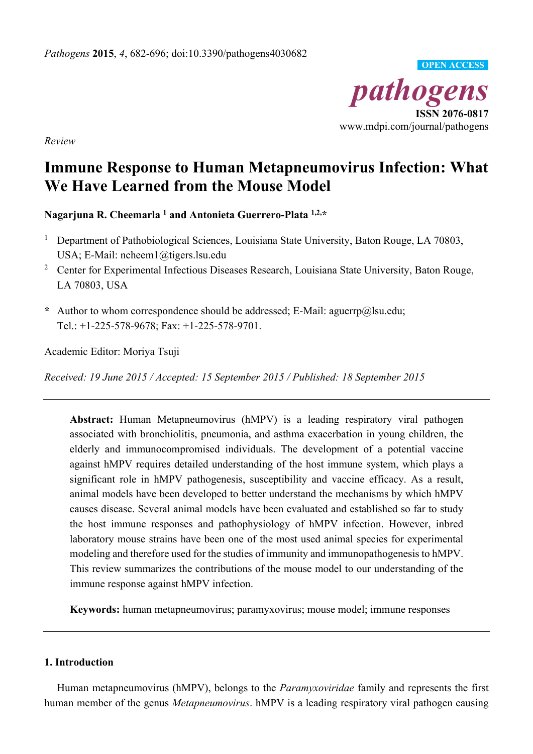*Review*

# Immune Response to Human Metapneumovirus Infection: What We Have Learned from the Mouse Model

**Nagarjuna R. Cheemarla [1] and Antonieta Guerrero-Plata [1,2,*]**

[1] Department of Pathobiological Sciences, Louisiana State University, Baton Rouge, LA 70803, USA; E-Mail: ncheem1@tigers.lsu.edu

[2] Center for Experimental Infectious Diseases Research, Louisiana State University, Baton Rouge, LA 70803, USA

**\*** Author to whom correspondence should be addressed; E-Mail: aguerrp@lsu.edu; Tel.: +1-225-578-9678; Fax: +1-225-578-9701.

Academic Editor: Moriya Tsuji

*Received: 19 June 2015 / Accepted: 15 September 2015 / Published: 18 September 2015*

---

**Abstract:** Human Metapneumovirus (hMPV) is a leading respiratory viral pathogen associated with bronchiolitis, pneumonia, and asthma exacerbation in young children, the elderly and immunocompromised individuals. The development of a potential vaccine against hMPV requires detailed understanding of the host immune system, which plays a significant role in hMPV pathogenesis, susceptibility and vaccine efficacy. As a result, animal models have been developed to better understand the mechanisms by which hMPV causes disease. Several animal models have been evaluated and established so far to study the host immune responses and pathophysiology of hMPV infection. However, inbred laboratory mouse strains have been one of the most used animal species for experimental modeling and therefore used for the studies of immunity and immunopathogenesis to hMPV. This review summarizes the contributions of the mouse model to our understanding of the immune response against hMPV infection.

**Keywords:** human metapneumovirus; paramyxovirus; mouse model; immune responses

---

## 1. Introduction

Human metapneumovirus (hMPV), belongs to the *Paramyxoviridae* family and represents the first human member of the genus *Metapneumovirus*. hMPV is a leading respiratory viral pathogen causing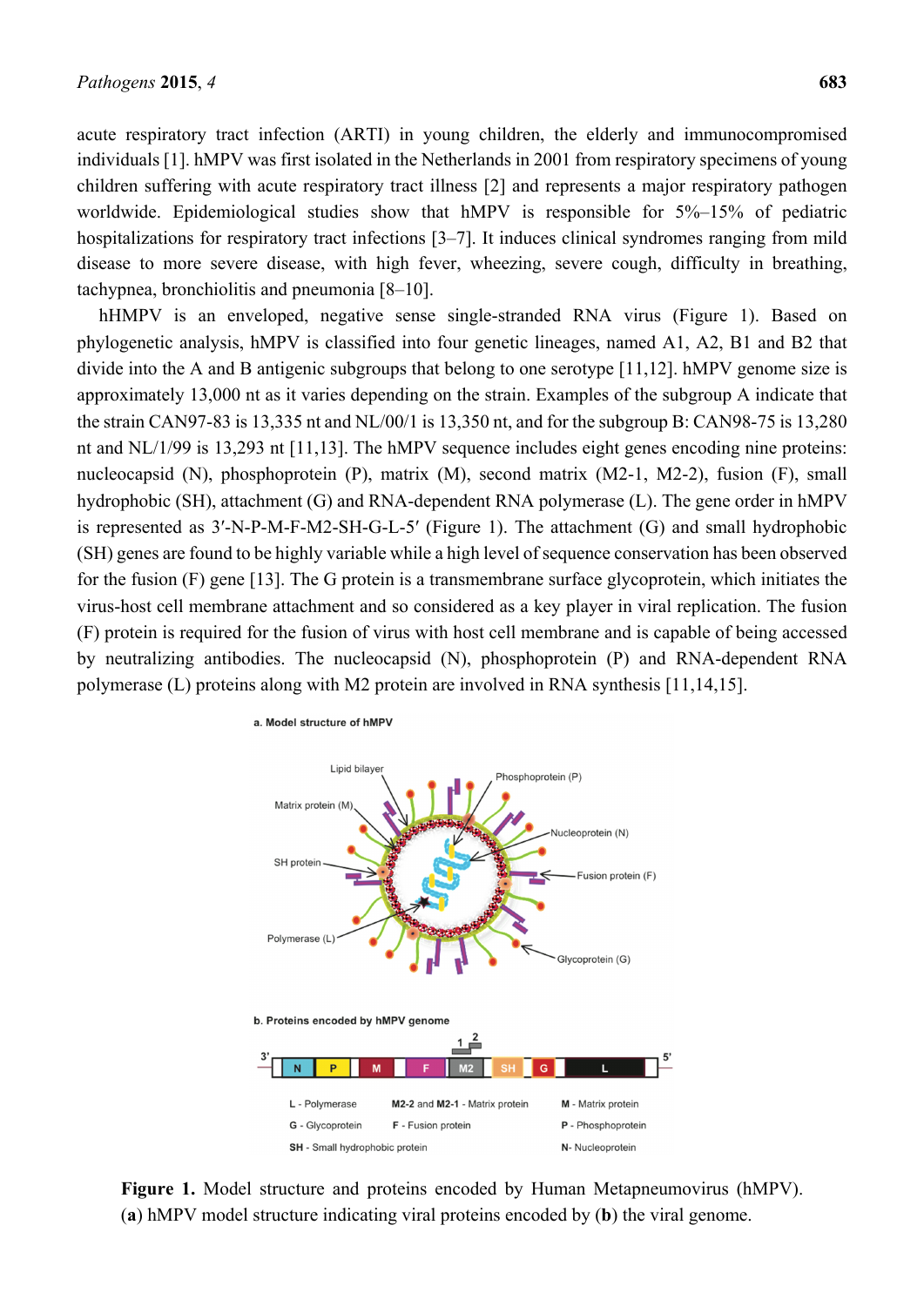acute respiratory tract infection (ARTI) in young children, the elderly and immunocompromised individuals [1]. hMPV was first isolated in the Netherlands in 2001 from respiratory specimens of young children suffering with acute respiratory tract illness [2] and represents a major respiratory pathogen worldwide. Epidemiological studies show that hMPV is responsible for 5%–15% of pediatric hospitalizations for respiratory tract infections [3–7]. It induces clinical syndromes ranging from mild disease to more severe disease, with high fever, wheezing, severe cough, difficulty in breathing, tachypnea, bronchiolitis and pneumonia [8–10].

hHMPV is an enveloped, negative sense single-stranded RNA virus (Figure 1). Based on phylogenetic analysis, hMPV is classified into four genetic lineages, named A1, A2, B1 and B2 that divide into the A and B antigenic subgroups that belong to one serotype [11,12]. hMPV genome size is approximately 13,000 nt as it varies depending on the strain. Examples of the subgroup A indicate that the strain CAN97-83 is 13,335 nt and NL/00/1 is 13,350 nt, and for the subgroup B: CAN98-75 is 13,280 nt and NL/1/99 is 13,293 nt [11,13]. The hMPV sequence includes eight genes encoding nine proteins: nucleocapsid (N), phosphoprotein (P), matrix (M), second matrix (M2-1, M2-2), fusion (F), small hydrophobic (SH), attachment (G) and RNA-dependent RNA polymerase (L). The gene order in hMPV is represented as 3′-N-P-M-F-M2-SH-G-L-5′ (Figure 1). The attachment (G) and small hydrophobic (SH) genes are found to be highly variable while a high level of sequence conservation has been observed for the fusion (F) gene [13]. The G protein is a transmembrane surface glycoprotein, which initiates the virus-host cell membrane attachment and so considered as a key player in viral replication. The fusion (F) protein is required for the fusion of virus with host cell membrane and is capable of being accessed by neutralizing antibodies. The nucleocapsid (N), phosphoprotein (P) and RNA-dependent RNA polymerase (L) proteins along with M2 protein are involved in RNA synthesis [11,14,15].

**Figure 1.** Model structure and proteins encoded by Human Metapneumovirus (hMPV). (**a**) hMPV model structure indicating viral proteins encoded by (**b**) the viral genome.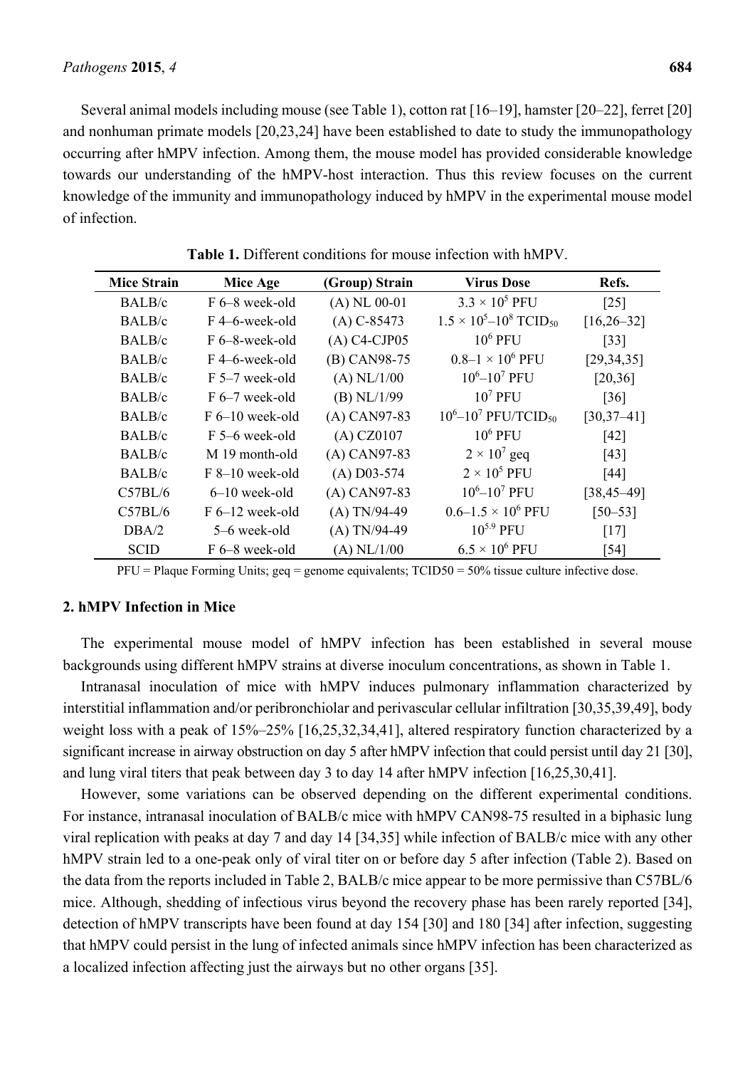Several animal models including mouse (see Table 1), cotton rat [16–19], hamster [20–22], ferret [20] and nonhuman primate models [20,23,24] have been established to date to study the immunopathology occurring after hMPV infection. Among them, the mouse model has provided considerable knowledge towards our understanding of the hMPV-host interaction. Thus this review focuses on the current knowledge of the immunity and immunopathology induced by hMPV in the experimental mouse model of infection.

**Table 1.** Different conditions for mouse infection with hMPV.

| Mice Strain | Mice Age | (Group) Strain | Virus Dose | Refs. |
|---|---|---|---|---|
| BALB/c | F 6–8 week-old | (A) NL 00-01 | $3.3 \times 10^5$ PFU | [25] |
| BALB/c | F 4–6-week-old | (A) C-85473 | $1.5 \times 10^5$–$10^8$ $TCID_{50}$ | [16,26–32] |
| BALB/c | F 6–8-week-old | (A) C4-CJP05 | $10^6$ PFU | [33] |
| BALB/c | F 4–6-week-old | (B) CAN98-75 | $0.8$–$1 \times 10^6$ PFU | [29,34,35] |
| BALB/c | F 5–7 week-old | (A) NL/1/00 | $10^6$–$10^7$ PFU | [20,36] |
| BALB/c | F 6–7 week-old | (B) NL/1/99 | $10^7$ PFU | [36] |
| BALB/c | F 6–10 week-old | (A) CAN97-83 | $10^6$–$10^7$ PFU/$TCID_{50}$ | [30,37–41] |
| BALB/c | F 5–6 week-old | (A) CZ0107 | $10^6$ PFU | [42] |
| BALB/c | M 19 month-old | (A) CAN97-83 | $2 \times 10^7$ geq | [43] |
| BALB/c | F 8–10 week-old | (A) D03-574 | $2 \times 10^5$ PFU | [44] |
| C57BL/6 | 6–10 week-old | (A) CAN97-83 | $10^6$–$10^7$ PFU | [38,45–49] |
| C57BL/6 | F 6–12 week-old | (A) TN/94-49 | $0.6$–$1.5 \times 10^6$ PFU | [50–53] |
| DBA/2 | 5–6 week-old | (A) TN/94-49 | $10^{5.9}$ PFU | [17] |
| SCID | F 6–8 week-old | (A) NL/1/00 | $6.5 \times 10^6$ PFU | [54] |

PFU = Plaque Forming Units; geq = genome equivalents; TCID50 = 50% tissue culture infective dose.

## 2. hMPV Infection in Mice

The experimental mouse model of hMPV infection has been established in several mouse backgrounds using different hMPV strains at diverse inoculum concentrations, as shown in Table 1.

Intranasal inoculation of mice with hMPV induces pulmonary inflammation characterized by interstitial inflammation and/or peribronchiolar and perivascular cellular infiltration [30,35,39,49], body weight loss with a peak of 15%–25% [16,25,32,34,41], altered respiratory function characterized by a significant increase in airway obstruction on day 5 after hMPV infection that could persist until day 21 [30], and lung viral titers that peak between day 3 to day 14 after hMPV infection [16,25,30,41].

However, some variations can be observed depending on the different experimental conditions. For instance, intranasal inoculation of BALB/c mice with hMPV CAN98-75 resulted in a biphasic lung viral replication with peaks at day 7 and day 14 [34,35] while infection of BALB/c mice with any other hMPV strain led to a one-peak only of viral titer on or before day 5 after infection (Table 2). Based on the data from the reports included in Table 2, BALB/c mice appear to be more permissive than C57BL/6 mice. Although, shedding of infectious virus beyond the recovery phase has been rarely reported [34], detection of hMPV transcripts have been found at day 154 [30] and 180 [34] after infection, suggesting that hMPV could persist in the lung of infected animals since hMPV infection has been characterized as a localized infection affecting just the airways but no other organs [35].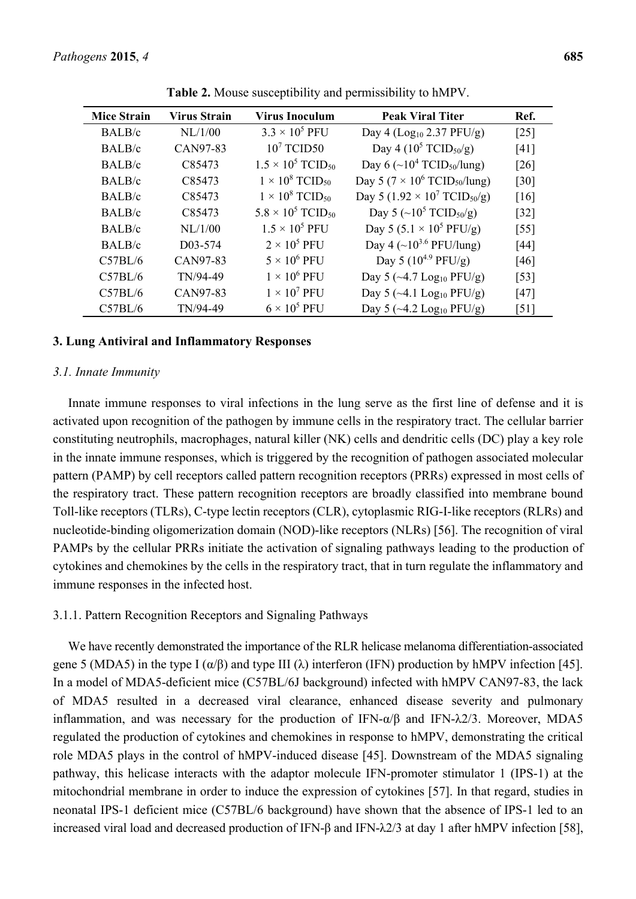**Table 2.** Mouse susceptibility and permissibility to hMPV.

| Mice Strain | Virus Strain | Virus Inoculum | Peak Viral Titer | Ref. |
|---|---|---|---|---|
| BALB/c | NL/1/00 | $3.3 \times 10^5$ PFU | Day 4 ($Log_{10}$ 2.37 PFU/g) | [25] |
| BALB/c | CAN97-83 | $10^7$ TCID50 | Day 4 ($10^5$ $TCID_{50}$/g) | [41] |
| BALB/c | C85473 | $1.5 \times 10^5$ $TCID_{50}$ | Day 6 ($\sim 10^4$ $TCID_{50}$/lung) | [26] |
| BALB/c | C85473 | $1 \times 10^8$ $TCID_{50}$ | Day 5 ($7 \times 10^6$ $TCID_{50}$/lung) | [30] |
| BALB/c | C85473 | $1 \times 10^8$ $TCID_{50}$ | Day 5 ($1.92 \times 10^7$ $TCID_{50}$/g) | [16] |
| BALB/c | C85473 | $5.8 \times 10^5$ $TCID_{50}$ | Day 5 ($\sim 10^5$ $TCID_{50}$/g) | [32] |
| BALB/c | NL/1/00 | $1.5 \times 10^5$ PFU | Day 5 ($5.1 \times 10^5$ PFU/g) | [55] |
| BALB/c | D03-574 | $2 \times 10^5$ PFU | Day 4 ($\sim 10^{3.6}$ PFU/lung) | [44] |
| C57BL/6 | CAN97-83 | $5 \times 10^6$ PFU | Day 5 ($10^{4.9}$ PFU/g) | [46] |
| C57BL/6 | TN/94-49 | $1 \times 10^6$ PFU | Day 5 (~4.7 $Log_{10}$ PFU/g) | [53] |
| C57BL/6 | CAN97-83 | $1 \times 10^7$ PFU | Day 5 (~4.1 $Log_{10}$ PFU/g) | [47] |
| C57BL/6 | TN/94-49 | $6 \times 10^5$ PFU | Day 5 (~4.2 $Log_{10}$ PFU/g) | [51] |

## 3. Lung Antiviral and Inflammatory Responses

### 3.1. Innate Immunity

Innate immune responses to viral infections in the lung serve as the first line of defense and it is activated upon recognition of the pathogen by immune cells in the respiratory tract. The cellular barrier constituting neutrophils, macrophages, natural killer (NK) cells and dendritic cells (DC) play a key role in the innate immune responses, which is triggered by the recognition of pathogen associated molecular pattern (PAMP) by cell receptors called pattern recognition receptors (PRRs) expressed in most cells of the respiratory tract. These pattern recognition receptors are broadly classified into membrane bound Toll-like receptors (TLRs), C-type lectin receptors (CLR), cytoplasmic RIG-I-like receptors (RLRs) and nucleotide-binding oligomerization domain (NOD)-like receptors (NLRs) [56]. The recognition of viral PAMPs by the cellular PRRs initiate the activation of signaling pathways leading to the production of cytokines and chemokines by the cells in the respiratory tract, that in turn regulate the inflammatory and immune responses in the infected host.

#### 3.1.1. Pattern Recognition Receptors and Signaling Pathways

We have recently demonstrated the importance of the RLR helicase melanoma differentiation-associated gene 5 (MDA5) in the type I (α/β) and type III (λ) interferon (IFN) production by hMPV infection [45]. In a model of MDA5-deficient mice (C57BL/6J background) infected with hMPV CAN97-83, the lack of MDA5 resulted in a decreased viral clearance, enhanced disease severity and pulmonary inflammation, and was necessary for the production of IFN-α/β and IFN-λ2/3. Moreover, MDA5 regulated the production of cytokines and chemokines in response to hMPV, demonstrating the critical role MDA5 plays in the control of hMPV-induced disease [45]. Downstream of the MDA5 signaling pathway, this helicase interacts with the adaptor molecule IFN-promoter stimulator 1 (IPS-1) at the mitochondrial membrane in order to induce the expression of cytokines [57]. In that regard, studies in neonatal IPS-1 deficient mice (C57BL/6 background) have shown that the absence of IPS-1 led to an increased viral load and decreased production of IFN-β and IFN-λ2/3 at day 1 after hMPV infection [58],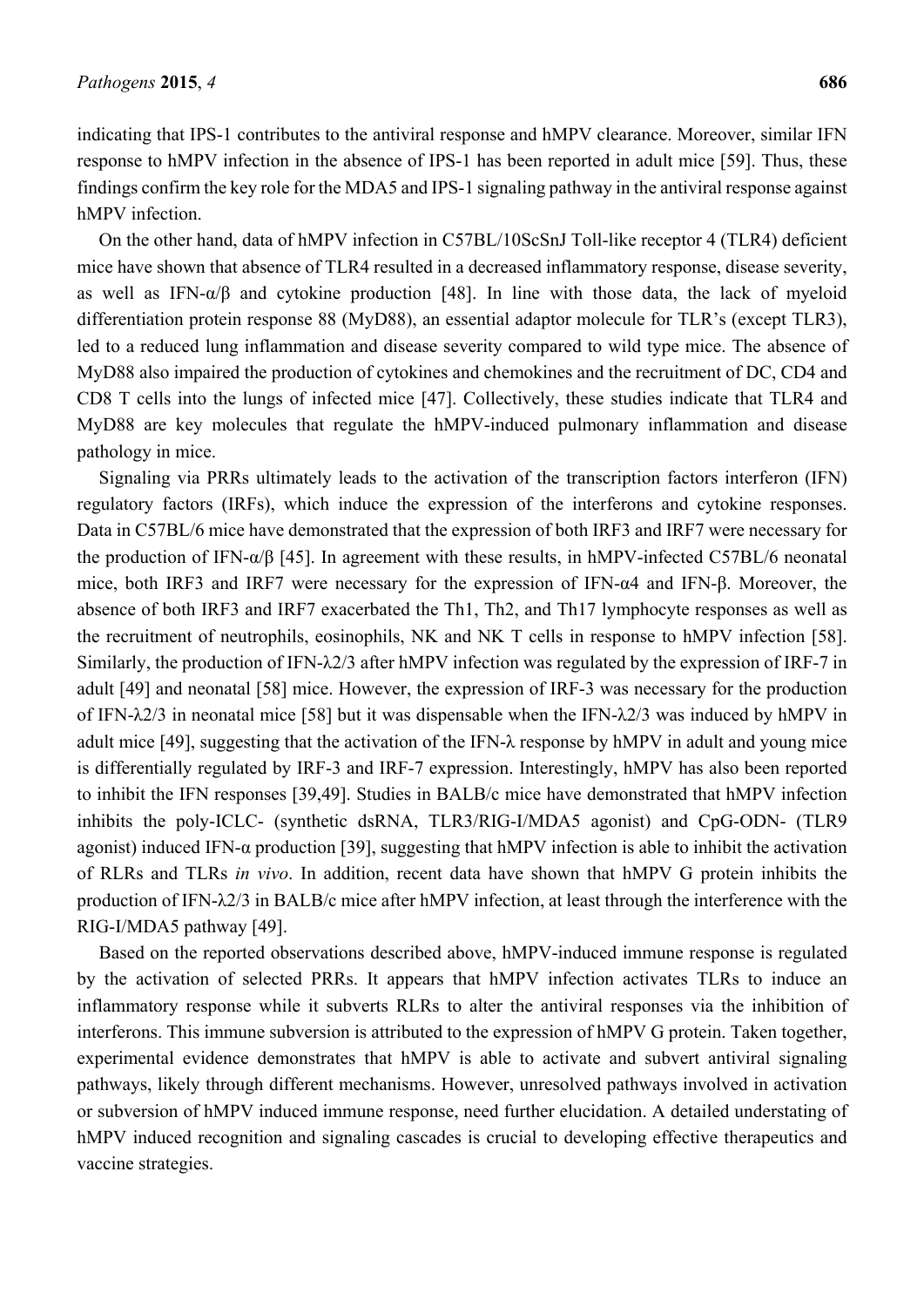indicating that IPS-1 contributes to the antiviral response and hMPV clearance. Moreover, similar IFN response to hMPV infection in the absence of IPS-1 has been reported in adult mice [59]. Thus, these findings confirm the key role for the MDA5 and IPS-1 signaling pathway in the antiviral response against hMPV infection.

On the other hand, data of hMPV infection in C57BL/10ScSnJ Toll-like receptor 4 (TLR4) deficient mice have shown that absence of TLR4 resulted in a decreased inflammatory response, disease severity, as well as IFN-α/β and cytokine production [48]. In line with those data, the lack of myeloid differentiation protein response 88 (MyD88), an essential adaptor molecule for TLR's (except TLR3), led to a reduced lung inflammation and disease severity compared to wild type mice. The absence of MyD88 also impaired the production of cytokines and chemokines and the recruitment of DC, CD4 and CD8 T cells into the lungs of infected mice [47]. Collectively, these studies indicate that TLR4 and MyD88 are key molecules that regulate the hMPV-induced pulmonary inflammation and disease pathology in mice.

Signaling via PRRs ultimately leads to the activation of the transcription factors interferon (IFN) regulatory factors (IRFs), which induce the expression of the interferons and cytokine responses. Data in C57BL/6 mice have demonstrated that the expression of both IRF3 and IRF7 were necessary for the production of IFN-α/β [45]. In agreement with these results, in hMPV-infected C57BL/6 neonatal mice, both IRF3 and IRF7 were necessary for the expression of IFN-α4 and IFN-β. Moreover, the absence of both IRF3 and IRF7 exacerbated the Th1, Th2, and Th17 lymphocyte responses as well as the recruitment of neutrophils, eosinophils, NK and NK T cells in response to hMPV infection [58]. Similarly, the production of IFN-λ2/3 after hMPV infection was regulated by the expression of IRF-7 in adult [49] and neonatal [58] mice. However, the expression of IRF-3 was necessary for the production of IFN-λ2/3 in neonatal mice [58] but it was dispensable when the IFN-λ2/3 was induced by hMPV in adult mice [49], suggesting that the activation of the IFN-λ response by hMPV in adult and young mice is differentially regulated by IRF-3 and IRF-7 expression. Interestingly, hMPV has also been reported to inhibit the IFN responses [39,49]. Studies in BALB/c mice have demonstrated that hMPV infection inhibits the poly-ICLC- (synthetic dsRNA, TLR3/RIG-I/MDA5 agonist) and CpG-ODN- (TLR9 agonist) induced IFN-α production [39], suggesting that hMPV infection is able to inhibit the activation of RLRs and TLRs *in vivo*. In addition, recent data have shown that hMPV G protein inhibits the production of IFN-λ2/3 in BALB/c mice after hMPV infection, at least through the interference with the RIG-I/MDA5 pathway [49].

Based on the reported observations described above, hMPV-induced immune response is regulated by the activation of selected PRRs. It appears that hMPV infection activates TLRs to induce an inflammatory response while it subverts RLRs to alter the antiviral responses via the inhibition of interferons. This immune subversion is attributed to the expression of hMPV G protein. Taken together, experimental evidence demonstrates that hMPV is able to activate and subvert antiviral signaling pathways, likely through different mechanisms. However, unresolved pathways involved in activation or subversion of hMPV induced immune response, need further elucidation. A detailed understating of hMPV induced recognition and signaling cascades is crucial to developing effective therapeutics and vaccine strategies.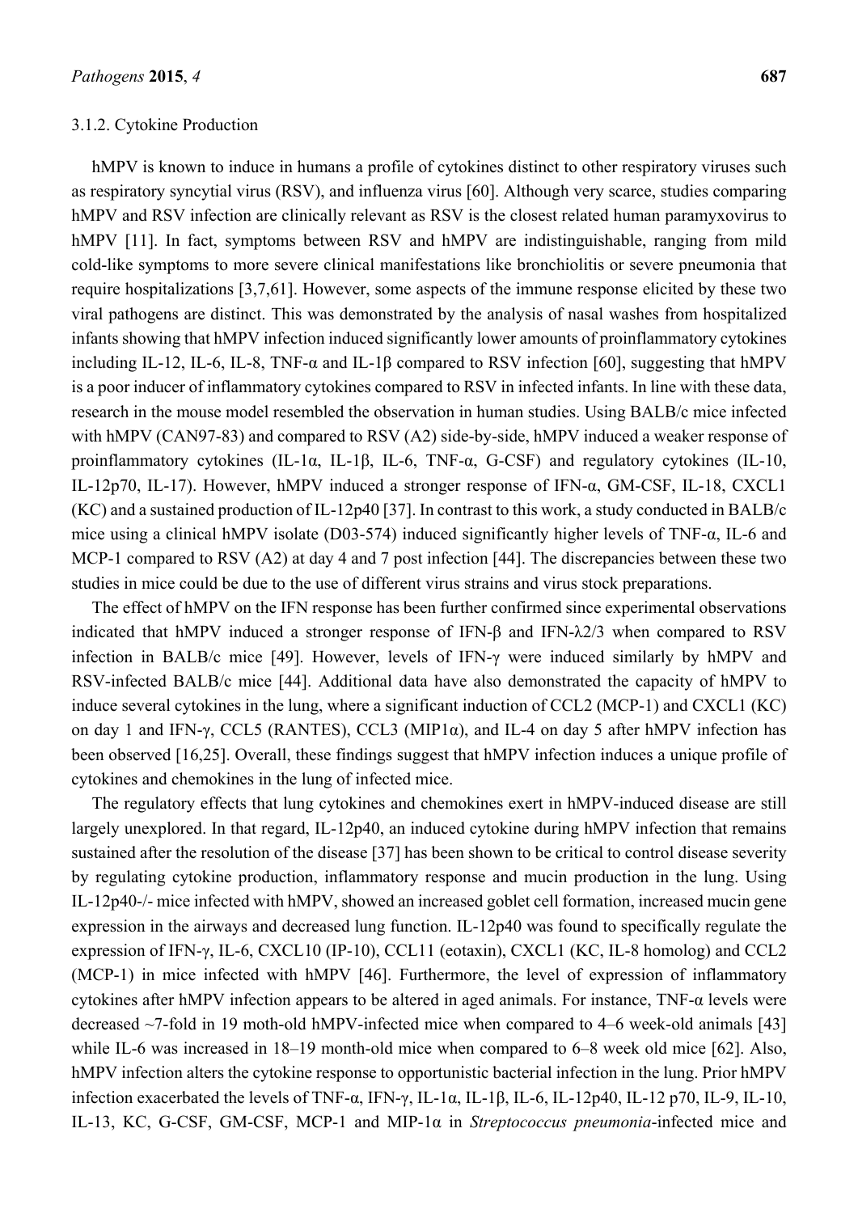#### 3.1.2. Cytokine Production

hMPV is known to induce in humans a profile of cytokines distinct to other respiratory viruses such as respiratory syncytial virus (RSV), and influenza virus [60]. Although very scarce, studies comparing hMPV and RSV infection are clinically relevant as RSV is the closest related human paramyxovirus to hMPV [11]. In fact, symptoms between RSV and hMPV are indistinguishable, ranging from mild cold-like symptoms to more severe clinical manifestations like bronchiolitis or severe pneumonia that require hospitalizations [3,7,61]. However, some aspects of the immune response elicited by these two viral pathogens are distinct. This was demonstrated by the analysis of nasal washes from hospitalized infants showing that hMPV infection induced significantly lower amounts of proinflammatory cytokines including IL-12, IL-6, IL-8, TNF-α and IL-1β compared to RSV infection [60], suggesting that hMPV is a poor inducer of inflammatory cytokines compared to RSV in infected infants. In line with these data, research in the mouse model resembled the observation in human studies. Using BALB/c mice infected with hMPV (CAN97-83) and compared to RSV (A2) side-by-side, hMPV induced a weaker response of proinflammatory cytokines (IL-1α, IL-1β, IL-6, TNF-α, G-CSF) and regulatory cytokines (IL-10, IL-12p70, IL-17). However, hMPV induced a stronger response of IFN-α, GM-CSF, IL-18, CXCL1 (KC) and a sustained production of IL-12p40 [37]. In contrast to this work, a study conducted in BALB/c mice using a clinical hMPV isolate (D03-574) induced significantly higher levels of TNF-α, IL-6 and MCP-1 compared to RSV (A2) at day 4 and 7 post infection [44]. The discrepancies between these two studies in mice could be due to the use of different virus strains and virus stock preparations.

The effect of hMPV on the IFN response has been further confirmed since experimental observations indicated that hMPV induced a stronger response of IFN-β and IFN-λ2/3 when compared to RSV infection in BALB/c mice [49]. However, levels of IFN-γ were induced similarly by hMPV and RSV-infected BALB/c mice [44]. Additional data have also demonstrated the capacity of hMPV to induce several cytokines in the lung, where a significant induction of CCL2 (MCP-1) and CXCL1 (KC) on day 1 and IFN-γ, CCL5 (RANTES), CCL3 (MIP1α), and IL-4 on day 5 after hMPV infection has been observed [16,25]. Overall, these findings suggest that hMPV infection induces a unique profile of cytokines and chemokines in the lung of infected mice.

The regulatory effects that lung cytokines and chemokines exert in hMPV-induced disease are still largely unexplored. In that regard, IL-12p40, an induced cytokine during hMPV infection that remains sustained after the resolution of the disease [37] has been shown to be critical to control disease severity by regulating cytokine production, inflammatory response and mucin production in the lung. Using IL-12p40-/- mice infected with hMPV, showed an increased goblet cell formation, increased mucin gene expression in the airways and decreased lung function. IL-12p40 was found to specifically regulate the expression of IFN-γ, IL-6, CXCL10 (IP-10), CCL11 (eotaxin), CXCL1 (KC, IL-8 homolog) and CCL2 (MCP-1) in mice infected with hMPV [46]. Furthermore, the level of expression of inflammatory cytokines after hMPV infection appears to be altered in aged animals. For instance, TNF-α levels were decreased ~7-fold in 19 moth-old hMPV-infected mice when compared to 4–6 week-old animals [43] while IL-6 was increased in 18–19 month-old mice when compared to 6–8 week old mice [62]. Also, hMPV infection alters the cytokine response to opportunistic bacterial infection in the lung. Prior hMPV infection exacerbated the levels of TNF-α, IFN-γ, IL-1α, IL-1β, IL-6, IL-12p40, IL-12 p70, IL-9, IL-10, IL-13, KC, G-CSF, GM-CSF, MCP-1 and MIP-1α in *Streptococcus pneumonia*-infected mice and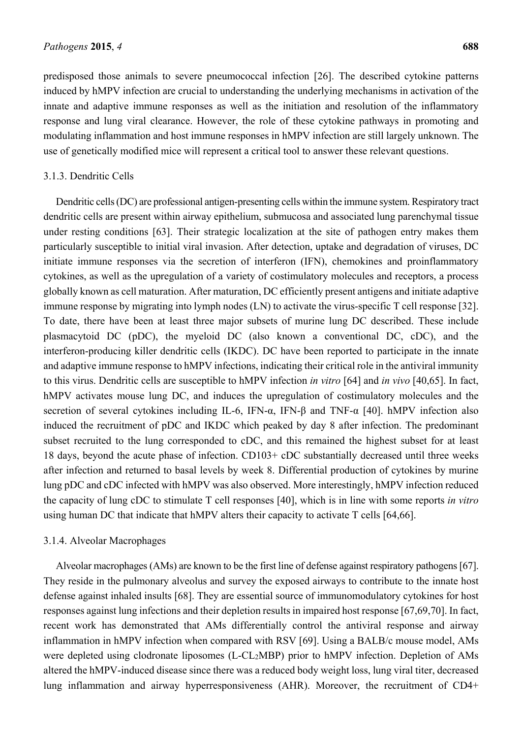predisposed those animals to severe pneumococcal infection [26]. The described cytokine patterns induced by hMPV infection are crucial to understanding the underlying mechanisms in activation of the innate and adaptive immune responses as well as the initiation and resolution of the inflammatory response and lung viral clearance. However, the role of these cytokine pathways in promoting and modulating inflammation and host immune responses in hMPV infection are still largely unknown. The use of genetically modified mice will represent a critical tool to answer these relevant questions.

### 3.1.3. Dendritic Cells

Dendritic cells (DC) are professional antigen-presenting cells within the immune system. Respiratory tract dendritic cells are present within airway epithelium, submucosa and associated lung parenchymal tissue under resting conditions [63]. Their strategic localization at the site of pathogen entry makes them particularly susceptible to initial viral invasion. After detection, uptake and degradation of viruses, DC initiate immune responses via the secretion of interferon (IFN), chemokines and proinflammatory cytokines, as well as the upregulation of a variety of costimulatory molecules and receptors, a process globally known as cell maturation. After maturation, DC efficiently present antigens and initiate adaptive immune response by migrating into lymph nodes (LN) to activate the virus-specific T cell response [32]. To date, there have been at least three major subsets of murine lung DC described. These include plasmacytoid DC (pDC), the myeloid DC (also known a conventional DC, cDC), and the interferon-producing killer dendritic cells (IKDC). DC have been reported to participate in the innate and adaptive immune response to hMPV infections, indicating their critical role in the antiviral immunity to this virus. Dendritic cells are susceptible to hMPV infection *in vitro* [64] and *in vivo* [40,65]. In fact, hMPV activates mouse lung DC, and induces the upregulation of costimulatory molecules and the secretion of several cytokines including IL-6, IFN-α, IFN-β and TNF-α [40]. hMPV infection also induced the recruitment of pDC and IKDC which peaked by day 8 after infection. The predominant subset recruited to the lung corresponded to cDC, and this remained the highest subset for at least 18 days, beyond the acute phase of infection. CD103+ cDC substantially decreased until three weeks after infection and returned to basal levels by week 8. Differential production of cytokines by murine lung pDC and cDC infected with hMPV was also observed. More interestingly, hMPV infection reduced the capacity of lung cDC to stimulate T cell responses [40], which is in line with some reports *in vitro* using human DC that indicate that hMPV alters their capacity to activate T cells [64,66].

### 3.1.4. Alveolar Macrophages

Alveolar macrophages (AMs) are known to be the first line of defense against respiratory pathogens [67]. They reside in the pulmonary alveolus and survey the exposed airways to contribute to the innate host defense against inhaled insults [68]. They are essential source of immunomodulatory cytokines for host responses against lung infections and their depletion results in impaired host response [67,69,70]. In fact, recent work has demonstrated that AMs differentially control the antiviral response and airway inflammation in hMPV infection when compared with RSV [69]. Using a BALB/c mouse model, AMs were depleted using clodronate liposomes (L-$CL_2$MBP) prior to hMPV infection. Depletion of AMs altered the hMPV-induced disease since there was a reduced body weight loss, lung viral titer, decreased lung inflammation and airway hyperresponsiveness (AHR). Moreover, the recruitment of CD4+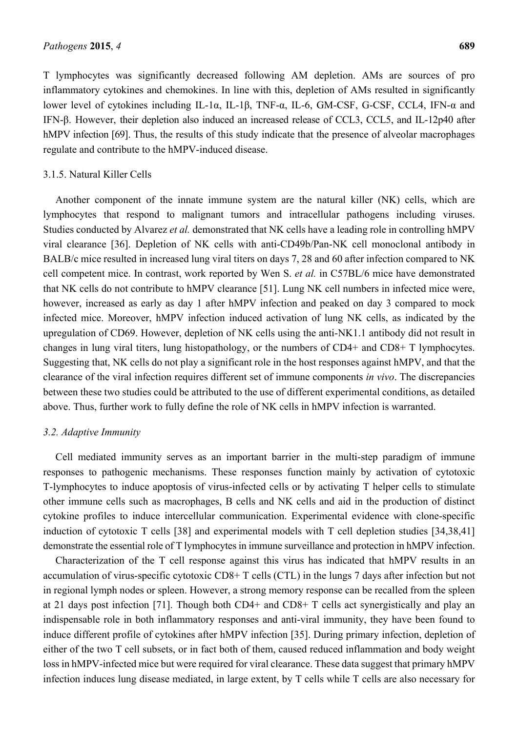T lymphocytes was significantly decreased following AM depletion. AMs are sources of pro inflammatory cytokines and chemokines. In line with this, depletion of AMs resulted in significantly lower level of cytokines including IL-1α, IL-1β, TNF-α, IL-6, GM-CSF, G-CSF, CCL4, IFN-α and IFN-β. However, their depletion also induced an increased release of CCL3, CCL5, and IL-12p40 after hMPV infection [69]. Thus, the results of this study indicate that the presence of alveolar macrophages regulate and contribute to the hMPV-induced disease.

#### 3.1.5. Natural Killer Cells

Another component of the innate immune system are the natural killer (NK) cells, which are lymphocytes that respond to malignant tumors and intracellular pathogens including viruses. Studies conducted by Alvarez *et al.* demonstrated that NK cells have a leading role in controlling hMPV viral clearance [36]. Depletion of NK cells with anti-CD49b/Pan-NK cell monoclonal antibody in BALB/c mice resulted in increased lung viral titers on days 7, 28 and 60 after infection compared to NK cell competent mice. In contrast, work reported by Wen S. *et al.* in C57BL/6 mice have demonstrated that NK cells do not contribute to hMPV clearance [51]. Lung NK cell numbers in infected mice were, however, increased as early as day 1 after hMPV infection and peaked on day 3 compared to mock infected mice. Moreover, hMPV infection induced activation of lung NK cells, as indicated by the upregulation of CD69. However, depletion of NK cells using the anti-NK1.1 antibody did not result in changes in lung viral titers, lung histopathology, or the numbers of CD4+ and CD8+ T lymphocytes. Suggesting that, NK cells do not play a significant role in the host responses against hMPV, and that the clearance of the viral infection requires different set of immune components *in vivo*. The discrepancies between these two studies could be attributed to the use of different experimental conditions, as detailed above. Thus, further work to fully define the role of NK cells in hMPV infection is warranted.

### 3.2. Adaptive Immunity

Cell mediated immunity serves as an important barrier in the multi-step paradigm of immune responses to pathogenic mechanisms. These responses function mainly by activation of cytotoxic T-lymphocytes to induce apoptosis of virus-infected cells or by activating T helper cells to stimulate other immune cells such as macrophages, B cells and NK cells and aid in the production of distinct cytokine profiles to induce intercellular communication. Experimental evidence with clone-specific induction of cytotoxic T cells [38] and experimental models with T cell depletion studies [34,38,41] demonstrate the essential role of T lymphocytes in immune surveillance and protection in hMPV infection.

Characterization of the T cell response against this virus has indicated that hMPV results in an accumulation of virus-specific cytotoxic CD8+ T cells (CTL) in the lungs 7 days after infection but not in regional lymph nodes or spleen. However, a strong memory response can be recalled from the spleen at 21 days post infection [71]. Though both CD4+ and CD8+ T cells act synergistically and play an indispensable role in both inflammatory responses and anti-viral immunity, they have been found to induce different profile of cytokines after hMPV infection [35]. During primary infection, depletion of either of the two T cell subsets, or in fact both of them, caused reduced inflammation and body weight loss in hMPV-infected mice but were required for viral clearance. These data suggest that primary hMPV infection induces lung disease mediated, in large extent, by T cells while T cells are also necessary for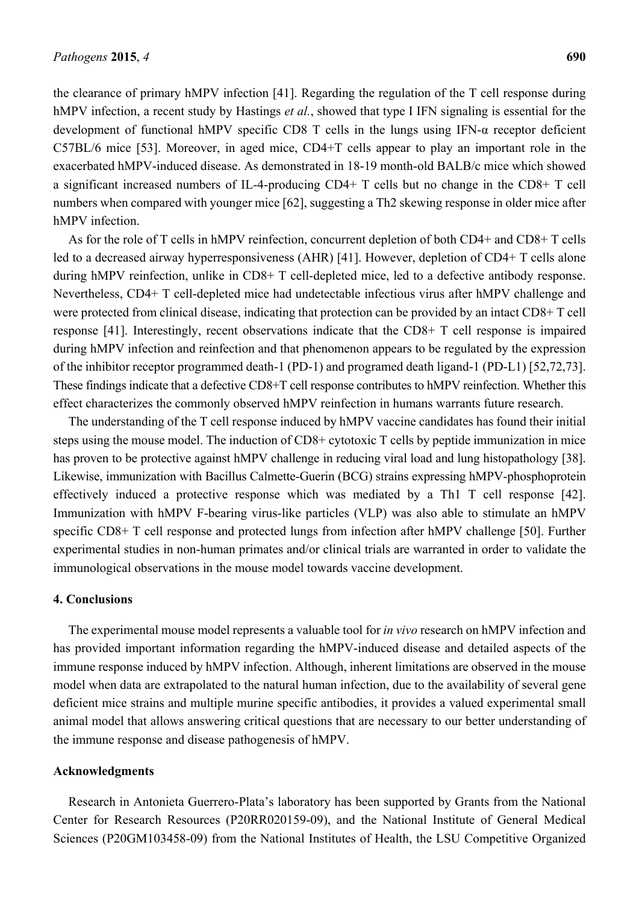the clearance of primary hMPV infection [41]. Regarding the regulation of the T cell response during hMPV infection, a recent study by Hastings *et al.*, showed that type I IFN signaling is essential for the development of functional hMPV specific CD8 T cells in the lungs using IFN-α receptor deficient C57BL/6 mice [53]. Moreover, in aged mice, CD4+T cells appear to play an important role in the exacerbated hMPV-induced disease. As demonstrated in 18-19 month-old BALB/c mice which showed a significant increased numbers of IL-4-producing CD4+ T cells but no change in the CD8+ T cell numbers when compared with younger mice [62], suggesting a Th2 skewing response in older mice after hMPV infection.

As for the role of T cells in hMPV reinfection, concurrent depletion of both CD4+ and CD8+ T cells led to a decreased airway hyperresponsiveness (AHR) [41]. However, depletion of CD4+ T cells alone during hMPV reinfection, unlike in CD8+ T cell-depleted mice, led to a defective antibody response. Nevertheless, CD4+ T cell-depleted mice had undetectable infectious virus after hMPV challenge and were protected from clinical disease, indicating that protection can be provided by an intact CD8+ T cell response [41]. Interestingly, recent observations indicate that the CD8+ T cell response is impaired during hMPV infection and reinfection and that phenomenon appears to be regulated by the expression of the inhibitor receptor programmed death-1 (PD-1) and programed death ligand-1 (PD-L1) [52,72,73]. These findings indicate that a defective CD8+T cell response contributes to hMPV reinfection. Whether this effect characterizes the commonly observed hMPV reinfection in humans warrants future research.

The understanding of the T cell response induced by hMPV vaccine candidates has found their initial steps using the mouse model. The induction of CD8+ cytotoxic T cells by peptide immunization in mice has proven to be protective against hMPV challenge in reducing viral load and lung histopathology [38]. Likewise, immunization with Bacillus Calmette-Guerin (BCG) strains expressing hMPV-phosphoprotein effectively induced a protective response which was mediated by a Th1 T cell response [42]. Immunization with hMPV F-bearing virus-like particles (VLP) was also able to stimulate an hMPV specific CD8+ T cell response and protected lungs from infection after hMPV challenge [50]. Further experimental studies in non-human primates and/or clinical trials are warranted in order to validate the immunological observations in the mouse model towards vaccine development.

## 4. Conclusions

The experimental mouse model represents a valuable tool for *in vivo* research on hMPV infection and has provided important information regarding the hMPV-induced disease and detailed aspects of the immune response induced by hMPV infection. Although, inherent limitations are observed in the mouse model when data are extrapolated to the natural human infection, due to the availability of several gene deficient mice strains and multiple murine specific antibodies, it provides a valued experimental small animal model that allows answering critical questions that are necessary to our better understanding of the immune response and disease pathogenesis of hMPV.

## Acknowledgments

Research in Antonieta Guerrero-Plata's laboratory has been supported by Grants from the National Center for Research Resources (P20RR020159-09), and the National Institute of General Medical Sciences (P20GM103458-09) from the National Institutes of Health, the LSU Competitive Organized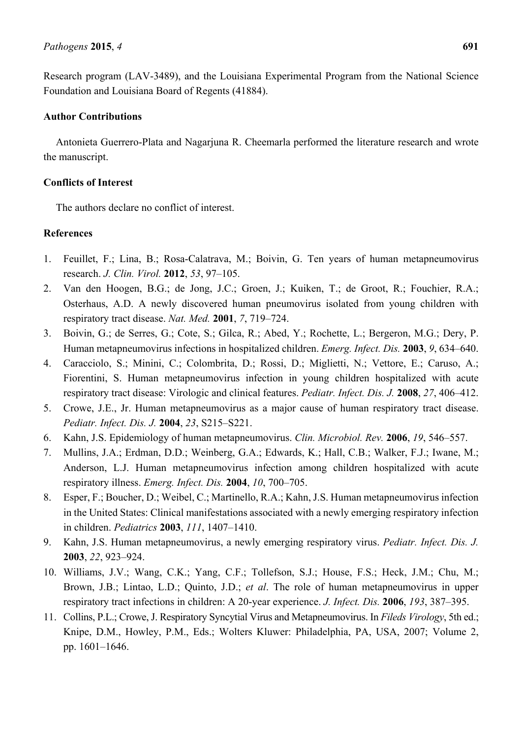Research program (LAV-3489), and the Louisiana Experimental Program from the National Science Foundation and Louisiana Board of Regents (41884).

## Author Contributions

Antonieta Guerrero-Plata and Nagarjuna R. Cheemarla performed the literature research and wrote the manuscript.

## Conflicts of Interest

The authors declare no conflict of interest.

## References

1. Feuillet, F.; Lina, B.; Rosa-Calatrava, M.; Boivin, G. Ten years of human metapneumovirus research. *J. Clin. Virol.* **2012**, *53*, 97–105.
2. Van den Hoogen, B.G.; de Jong, J.C.; Groen, J.; Kuiken, T.; de Groot, R.; Fouchier, R.A.; Osterhaus, A.D. A newly discovered human pneumovirus isolated from young children with respiratory tract disease. *Nat. Med.* **2001**, *7*, 719–724.
3. Boivin, G.; de Serres, G.; Cote, S.; Gilca, R.; Abed, Y.; Rochette, L.; Bergeron, M.G.; Dery, P. Human metapneumovirus infections in hospitalized children. *Emerg. Infect. Dis.* **2003**, *9*, 634–640.
4. Caracciolo, S.; Minini, C.; Colombrita, D.; Rossi, D.; Miglietti, N.; Vettore, E.; Caruso, A.; Fiorentini, S. Human metapneumovirus infection in young children hospitalized with acute respiratory tract disease: Virologic and clinical features. *Pediatr. Infect. Dis. J.* **2008**, *27*, 406–412.
5. Crowe, J.E., Jr. Human metapneumovirus as a major cause of human respiratory tract disease. *Pediatr. Infect. Dis. J.* **2004**, *23*, S215–S221.
6. Kahn, J.S. Epidemiology of human metapneumovirus. *Clin. Microbiol. Rev.* **2006**, *19*, 546–557.
7. Mullins, J.A.; Erdman, D.D.; Weinberg, G.A.; Edwards, K.; Hall, C.B.; Walker, F.J.; Iwane, M.; Anderson, L.J. Human metapneumovirus infection among children hospitalized with acute respiratory illness. *Emerg. Infect. Dis.* **2004**, *10*, 700–705.
8. Esper, F.; Boucher, D.; Weibel, C.; Martinello, R.A.; Kahn, J.S. Human metapneumovirus infection in the United States: Clinical manifestations associated with a newly emerging respiratory infection in children. *Pediatrics* **2003**, *111*, 1407–1410.
9. Kahn, J.S. Human metapneumovirus, a newly emerging respiratory virus. *Pediatr. Infect. Dis. J.* **2003**, *22*, 923–924.
10. Williams, J.V.; Wang, C.K.; Yang, C.F.; Tollefson, S.J.; House, F.S.; Heck, J.M.; Chu, M.; Brown, J.B.; Lintao, L.D.; Quinto, J.D.; *et al*. The role of human metapneumovirus in upper respiratory tract infections in children: A 20-year experience. *J. Infect. Dis.* **2006**, *193*, 387–395.
11. Collins, P.L.; Crowe, J. Respiratory Syncytial Virus and Metapneumovirus. In *Fileds Virology*, 5th ed.; Knipe, D.M., Howley, P.M., Eds.; Wolters Kluwer: Philadelphia, PA, USA, 2007; Volume 2, pp. 1601–1646.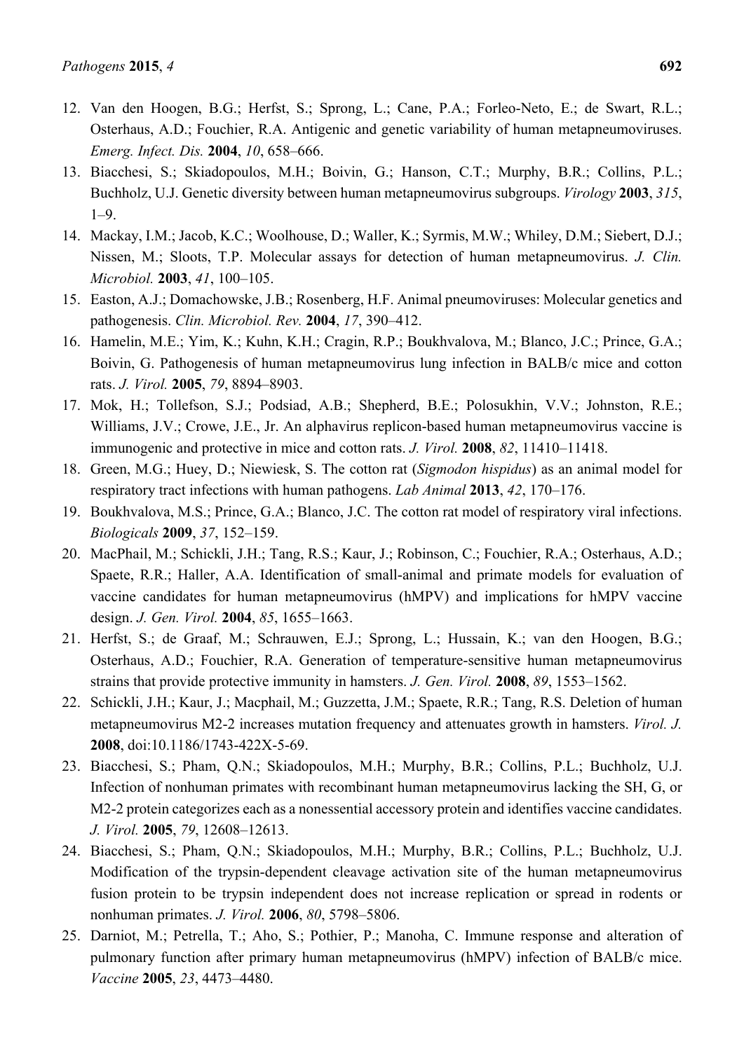12. Van den Hoogen, B.G.; Herfst, S.; Sprong, L.; Cane, P.A.; Forleo-Neto, E.; de Swart, R.L.; Osterhaus, A.D.; Fouchier, R.A. Antigenic and genetic variability of human metapneumoviruses. *Emerg. Infect. Dis.* **2004**, *10*, 658–666.
13. Biacchesi, S.; Skiadopoulos, M.H.; Boivin, G.; Hanson, C.T.; Murphy, B.R.; Collins, P.L.; Buchholz, U.J. Genetic diversity between human metapneumovirus subgroups. *Virology* **2003**, *315*, 1–9.
14. Mackay, I.M.; Jacob, K.C.; Woolhouse, D.; Waller, K.; Syrmis, M.W.; Whiley, D.M.; Siebert, D.J.; Nissen, M.; Sloots, T.P. Molecular assays for detection of human metapneumovirus. *J. Clin. Microbiol.* **2003**, *41*, 100–105.
15. Easton, A.J.; Domachowske, J.B.; Rosenberg, H.F. Animal pneumoviruses: Molecular genetics and pathogenesis. *Clin. Microbiol. Rev.* **2004**, *17*, 390–412.
16. Hamelin, M.E.; Yim, K.; Kuhn, K.H.; Cragin, R.P.; Boukhvalova, M.; Blanco, J.C.; Prince, G.A.; Boivin, G. Pathogenesis of human metapneumovirus lung infection in BALB/c mice and cotton rats. *J. Virol.* **2005**, *79*, 8894–8903.
17. Mok, H.; Tollefson, S.J.; Podsiad, A.B.; Shepherd, B.E.; Polosukhin, V.V.; Johnston, R.E.; Williams, J.V.; Crowe, J.E., Jr. An alphavirus replicon-based human metapneumovirus vaccine is immunogenic and protective in mice and cotton rats. *J. Virol.* **2008**, *82*, 11410–11418.
18. Green, M.G.; Huey, D.; Niewiesk, S. The cotton rat (*Sigmodon hispidus*) as an animal model for respiratory tract infections with human pathogens. *Lab Animal* **2013**, *42*, 170–176.
19. Boukhvalova, M.S.; Prince, G.A.; Blanco, J.C. The cotton rat model of respiratory viral infections. *Biologicals* **2009**, *37*, 152–159.
20. MacPhail, M.; Schickli, J.H.; Tang, R.S.; Kaur, J.; Robinson, C.; Fouchier, R.A.; Osterhaus, A.D.; Spaete, R.R.; Haller, A.A. Identification of small-animal and primate models for evaluation of vaccine candidates for human metapneumovirus (hMPV) and implications for hMPV vaccine design. *J. Gen. Virol.* **2004**, *85*, 1655–1663.
21. Herfst, S.; de Graaf, M.; Schrauwen, E.J.; Sprong, L.; Hussain, K.; van den Hoogen, B.G.; Osterhaus, A.D.; Fouchier, R.A. Generation of temperature-sensitive human metapneumovirus strains that provide protective immunity in hamsters. *J. Gen. Virol.* **2008**, *89*, 1553–1562.
22. Schickli, J.H.; Kaur, J.; Macphail, M.; Guzzetta, J.M.; Spaete, R.R.; Tang, R.S. Deletion of human metapneumovirus M2-2 increases mutation frequency and attenuates growth in hamsters. *Virol. J.* **2008**, doi:10.1186/1743-422X-5-69.
23. Biacchesi, S.; Pham, Q.N.; Skiadopoulos, M.H.; Murphy, B.R.; Collins, P.L.; Buchholz, U.J. Infection of nonhuman primates with recombinant human metapneumovirus lacking the SH, G, or M2-2 protein categorizes each as a nonessential accessory protein and identifies vaccine candidates. *J. Virol.* **2005**, *79*, 12608–12613.
24. Biacchesi, S.; Pham, Q.N.; Skiadopoulos, M.H.; Murphy, B.R.; Collins, P.L.; Buchholz, U.J. Modification of the trypsin-dependent cleavage activation site of the human metapneumovirus fusion protein to be trypsin independent does not increase replication or spread in rodents or nonhuman primates. *J. Virol.* **2006**, *80*, 5798–5806.
25. Darniot, M.; Petrella, T.; Aho, S.; Pothier, P.; Manoha, C. Immune response and alteration of pulmonary function after primary human metapneumovirus (hMPV) infection of BALB/c mice. *Vaccine* **2005**, *23*, 4473–4480.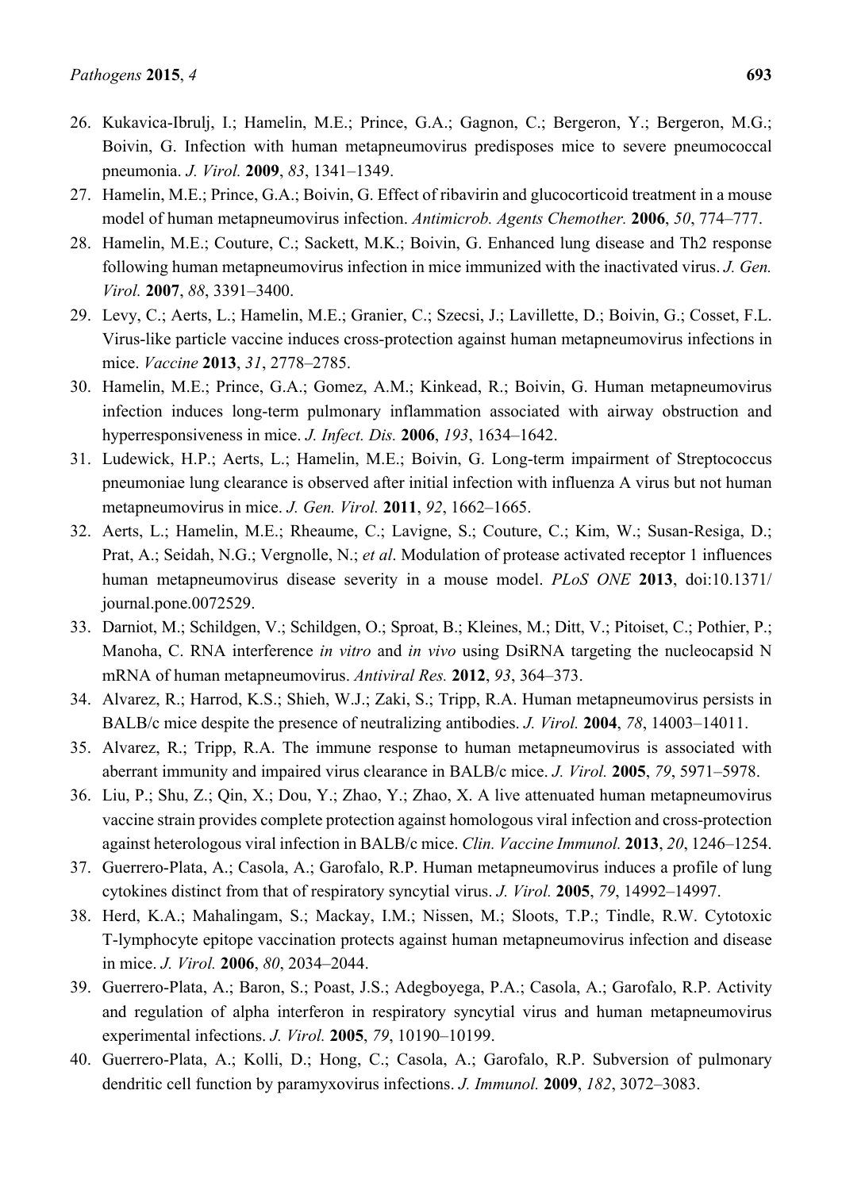26. Kukavica-Ibrulj, I.; Hamelin, M.E.; Prince, G.A.; Gagnon, C.; Bergeron, Y.; Bergeron, M.G.; Boivin, G. Infection with human metapneumovirus predisposes mice to severe pneumococcal pneumonia. *J. Virol.* **2009**, *83*, 1341–1349.
27. Hamelin, M.E.; Prince, G.A.; Boivin, G. Effect of ribavirin and glucocorticoid treatment in a mouse model of human metapneumovirus infection. *Antimicrob. Agents Chemother.* **2006**, *50*, 774–777.
28. Hamelin, M.E.; Couture, C.; Sackett, M.K.; Boivin, G. Enhanced lung disease and Th2 response following human metapneumovirus infection in mice immunized with the inactivated virus. *J. Gen. Virol.* **2007**, *88*, 3391–3400.
29. Levy, C.; Aerts, L.; Hamelin, M.E.; Granier, C.; Szecsi, J.; Lavillette, D.; Boivin, G.; Cosset, F.L. Virus-like particle vaccine induces cross-protection against human metapneumovirus infections in mice. *Vaccine* **2013**, *31*, 2778–2785.
30. Hamelin, M.E.; Prince, G.A.; Gomez, A.M.; Kinkead, R.; Boivin, G. Human metapneumovirus infection induces long-term pulmonary inflammation associated with airway obstruction and hyperresponsiveness in mice. *J. Infect. Dis.* **2006**, *193*, 1634–1642.
31. Ludewick, H.P.; Aerts, L.; Hamelin, M.E.; Boivin, G. Long-term impairment of Streptococcus pneumoniae lung clearance is observed after initial infection with influenza A virus but not human metapneumovirus in mice. *J. Gen. Virol.* **2011**, *92*, 1662–1665.
32. Aerts, L.; Hamelin, M.E.; Rheaume, C.; Lavigne, S.; Couture, C.; Kim, W.; Susan-Resiga, D.; Prat, A.; Seidah, N.G.; Vergnolle, N.; *et al*. Modulation of protease activated receptor 1 influences human metapneumovirus disease severity in a mouse model. *PLoS ONE* **2013**, doi:10.1371/journal.pone.0072529.
33. Darniot, M.; Schildgen, V.; Schildgen, O.; Sproat, B.; Kleines, M.; Ditt, V.; Pitoiset, C.; Pothier, P.; Manoha, C. RNA interference *in vitro* and *in vivo* using DsiRNA targeting the nucleocapsid N mRNA of human metapneumovirus. *Antiviral Res.* **2012**, *93*, 364–373.
34. Alvarez, R.; Harrod, K.S.; Shieh, W.J.; Zaki, S.; Tripp, R.A. Human metapneumovirus persists in BALB/c mice despite the presence of neutralizing antibodies. *J. Virol.* **2004**, *78*, 14003–14011.
35. Alvarez, R.; Tripp, R.A. The immune response to human metapneumovirus is associated with aberrant immunity and impaired virus clearance in BALB/c mice. *J. Virol.* **2005**, *79*, 5971–5978.
36. Liu, P.; Shu, Z.; Qin, X.; Dou, Y.; Zhao, Y.; Zhao, X. A live attenuated human metapneumovirus vaccine strain provides complete protection against homologous viral infection and cross-protection against heterologous viral infection in BALB/c mice. *Clin. Vaccine Immunol.* **2013**, *20*, 1246–1254.
37. Guerrero-Plata, A.; Casola, A.; Garofalo, R.P. Human metapneumovirus induces a profile of lung cytokines distinct from that of respiratory syncytial virus. *J. Virol.* **2005**, *79*, 14992–14997.
38. Herd, K.A.; Mahalingam, S.; Mackay, I.M.; Nissen, M.; Sloots, T.P.; Tindle, R.W. Cytotoxic T-lymphocyte epitope vaccination protects against human metapneumovirus infection and disease in mice. *J. Virol.* **2006**, *80*, 2034–2044.
39. Guerrero-Plata, A.; Baron, S.; Poast, J.S.; Adegboyega, P.A.; Casola, A.; Garofalo, R.P. Activity and regulation of alpha interferon in respiratory syncytial virus and human metapneumovirus experimental infections. *J. Virol.* **2005**, *79*, 10190–10199.
40. Guerrero-Plata, A.; Kolli, D.; Hong, C.; Casola, A.; Garofalo, R.P. Subversion of pulmonary dendritic cell function by paramyxovirus infections. *J. Immunol.* **2009**, *182*, 3072–3083.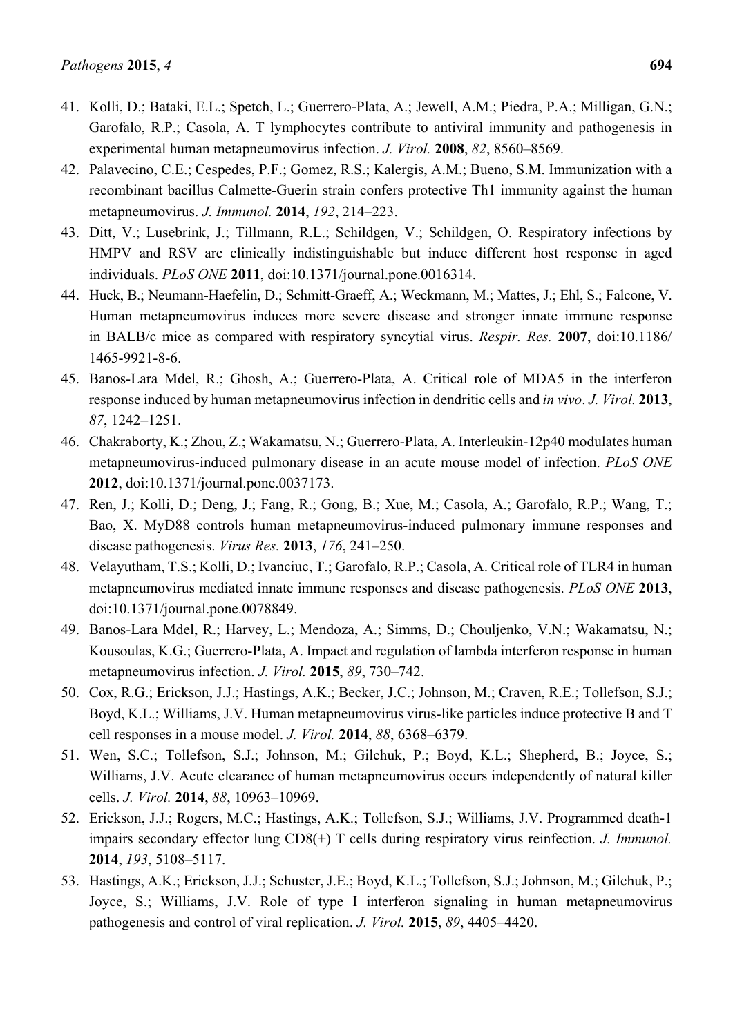41. Kolli, D.; Bataki, E.L.; Spetch, L.; Guerrero-Plata, A.; Jewell, A.M.; Piedra, P.A.; Milligan, G.N.; Garofalo, R.P.; Casola, A. T lymphocytes contribute to antiviral immunity and pathogenesis in experimental human metapneumovirus infection. *J. Virol.* **2008**, *82*, 8560–8569.
42. Palavecino, C.E.; Cespedes, P.F.; Gomez, R.S.; Kalergis, A.M.; Bueno, S.M. Immunization with a recombinant bacillus Calmette-Guerin strain confers protective Th1 immunity against the human metapneumovirus. *J. Immunol.* **2014**, *192*, 214–223.
43. Ditt, V.; Lusebrink, J.; Tillmann, R.L.; Schildgen, V.; Schildgen, O. Respiratory infections by HMPV and RSV are clinically indistinguishable but induce different host response in aged individuals. *PLoS ONE* **2011**, doi:10.1371/journal.pone.0016314.
44. Huck, B.; Neumann-Haefelin, D.; Schmitt-Graeff, A.; Weckmann, M.; Mattes, J.; Ehl, S.; Falcone, V. Human metapneumovirus induces more severe disease and stronger innate immune response in BALB/c mice as compared with respiratory syncytial virus. *Respir. Res.* **2007**, doi:10.1186/1465-9921-8-6.
45. Banos-Lara Mdel, R.; Ghosh, A.; Guerrero-Plata, A. Critical role of MDA5 in the interferon response induced by human metapneumovirus infection in dendritic cells and *in vivo*. *J. Virol.* **2013**, *87*, 1242–1251.
46. Chakraborty, K.; Zhou, Z.; Wakamatsu, N.; Guerrero-Plata, A. Interleukin-12p40 modulates human metapneumovirus-induced pulmonary disease in an acute mouse model of infection. *PLoS ONE* **2012**, doi:10.1371/journal.pone.0037173.
47. Ren, J.; Kolli, D.; Deng, J.; Fang, R.; Gong, B.; Xue, M.; Casola, A.; Garofalo, R.P.; Wang, T.; Bao, X. MyD88 controls human metapneumovirus-induced pulmonary immune responses and disease pathogenesis. *Virus Res.* **2013**, *176*, 241–250.
48. Velayutham, T.S.; Kolli, D.; Ivanciuc, T.; Garofalo, R.P.; Casola, A. Critical role of TLR4 in human metapneumovirus mediated innate immune responses and disease pathogenesis. *PLoS ONE* **2013**, doi:10.1371/journal.pone.0078849.
49. Banos-Lara Mdel, R.; Harvey, L.; Mendoza, A.; Simms, D.; Chouljenko, V.N.; Wakamatsu, N.; Kousoulas, K.G.; Guerrero-Plata, A. Impact and regulation of lambda interferon response in human metapneumovirus infection. *J. Virol.* **2015**, *89*, 730–742.
50. Cox, R.G.; Erickson, J.J.; Hastings, A.K.; Becker, J.C.; Johnson, M.; Craven, R.E.; Tollefson, S.J.; Boyd, K.L.; Williams, J.V. Human metapneumovirus virus-like particles induce protective B and T cell responses in a mouse model. *J. Virol.* **2014**, *88*, 6368–6379.
51. Wen, S.C.; Tollefson, S.J.; Johnson, M.; Gilchuk, P.; Boyd, K.L.; Shepherd, B.; Joyce, S.; Williams, J.V. Acute clearance of human metapneumovirus occurs independently of natural killer cells. *J. Virol.* **2014**, *88*, 10963–10969.
52. Erickson, J.J.; Rogers, M.C.; Hastings, A.K.; Tollefson, S.J.; Williams, J.V. Programmed death-1 impairs secondary effector lung CD8(+) T cells during respiratory virus reinfection. *J. Immunol.* **2014**, *193*, 5108–5117.
53. Hastings, A.K.; Erickson, J.J.; Schuster, J.E.; Boyd, K.L.; Tollefson, S.J.; Johnson, M.; Gilchuk, P.; Joyce, S.; Williams, J.V. Role of type I interferon signaling in human metapneumovirus pathogenesis and control of viral replication. *J. Virol.* **2015**, *89*, 4405–4420.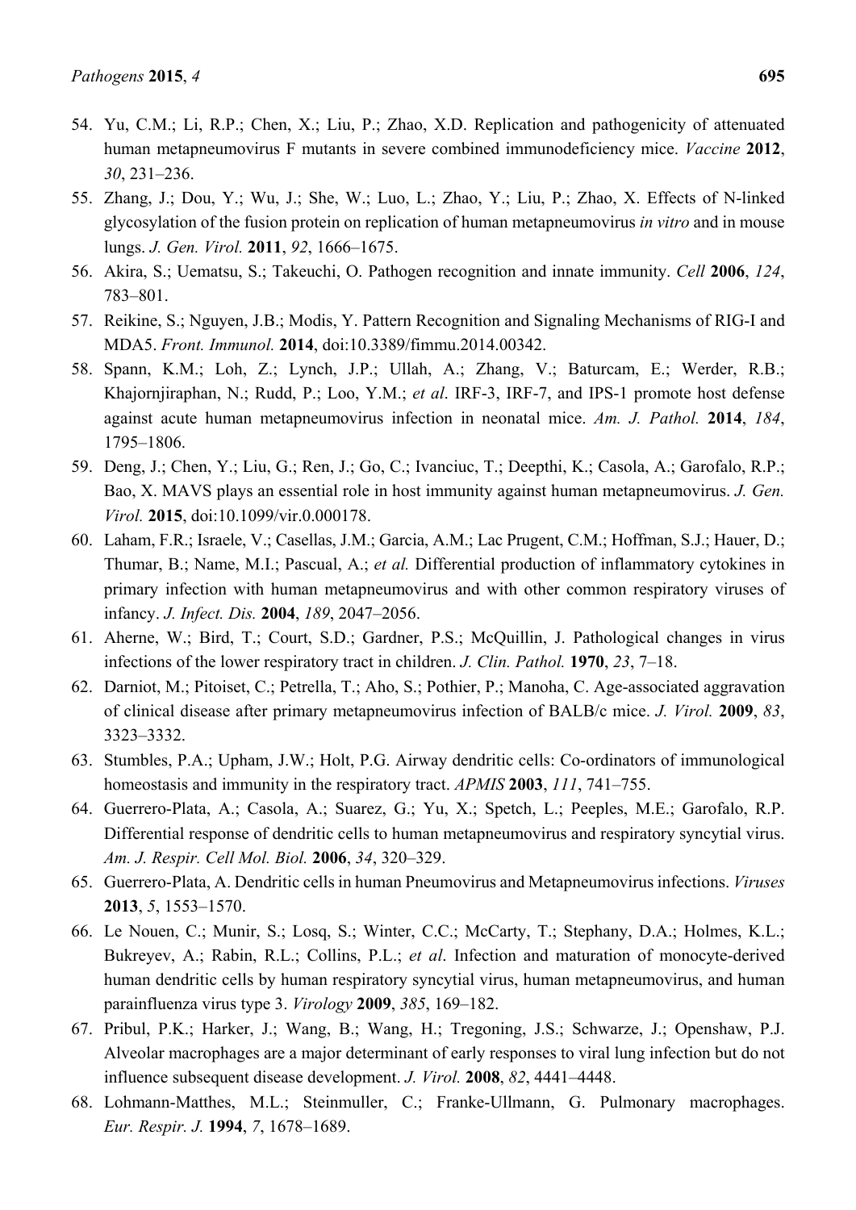54. Yu, C.M.; Li, R.P.; Chen, X.; Liu, P.; Zhao, X.D. Replication and pathogenicity of attenuated human metapneumovirus F mutants in severe combined immunodeficiency mice. *Vaccine* **2012**, *30*, 231–236.
55. Zhang, J.; Dou, Y.; Wu, J.; She, W.; Luo, L.; Zhao, Y.; Liu, P.; Zhao, X. Effects of N-linked glycosylation of the fusion protein on replication of human metapneumovirus *in vitro* and in mouse lungs. *J. Gen. Virol.* **2011**, *92*, 1666–1675.
56. Akira, S.; Uematsu, S.; Takeuchi, O. Pathogen recognition and innate immunity. *Cell* **2006**, *124*, 783–801.
57. Reikine, S.; Nguyen, J.B.; Modis, Y. Pattern Recognition and Signaling Mechanisms of RIG-I and MDA5. *Front. Immunol.* **2014**, doi:10.3389/fimmu.2014.00342.
58. Spann, K.M.; Loh, Z.; Lynch, J.P.; Ullah, A.; Zhang, V.; Baturcam, E.; Werder, R.B.; Khajornjiraphan, N.; Rudd, P.; Loo, Y.M.; *et al*. IRF-3, IRF-7, and IPS-1 promote host defense against acute human metapneumovirus infection in neonatal mice. *Am. J. Pathol.* **2014**, *184*, 1795–1806.
59. Deng, J.; Chen, Y.; Liu, G.; Ren, J.; Go, C.; Ivanciuc, T.; Deepthi, K.; Casola, A.; Garofalo, R.P.; Bao, X. MAVS plays an essential role in host immunity against human metapneumovirus. *J. Gen. Virol.* **2015**, doi:10.1099/vir.0.000178.
60. Laham, F.R.; Israele, V.; Casellas, J.M.; Garcia, A.M.; Lac Prugent, C.M.; Hoffman, S.J.; Hauer, D.; Thumar, B.; Name, M.I.; Pascual, A.; *et al.* Differential production of inflammatory cytokines in primary infection with human metapneumovirus and with other common respiratory viruses of infancy. *J. Infect. Dis.* **2004**, *189*, 2047–2056.
61. Aherne, W.; Bird, T.; Court, S.D.; Gardner, P.S.; McQuillin, J. Pathological changes in virus infections of the lower respiratory tract in children. *J. Clin. Pathol.* **1970**, *23*, 7–18.
62. Darniot, M.; Pitoiset, C.; Petrella, T.; Aho, S.; Pothier, P.; Manoha, C. Age-associated aggravation of clinical disease after primary metapneumovirus infection of BALB/c mice. *J. Virol.* **2009**, *83*, 3323–3332.
63. Stumbles, P.A.; Upham, J.W.; Holt, P.G. Airway dendritic cells: Co-ordinators of immunological homeostasis and immunity in the respiratory tract. *APMIS* **2003**, *111*, 741–755.
64. Guerrero-Plata, A.; Casola, A.; Suarez, G.; Yu, X.; Spetch, L.; Peeples, M.E.; Garofalo, R.P. Differential response of dendritic cells to human metapneumovirus and respiratory syncytial virus. *Am. J. Respir. Cell Mol. Biol.* **2006**, *34*, 320–329.
65. Guerrero-Plata, A. Dendritic cells in human Pneumovirus and Metapneumovirus infections. *Viruses* **2013**, *5*, 1553–1570.
66. Le Nouen, C.; Munir, S.; Losq, S.; Winter, C.C.; McCarty, T.; Stephany, D.A.; Holmes, K.L.; Bukreyev, A.; Rabin, R.L.; Collins, P.L.; *et al*. Infection and maturation of monocyte-derived human dendritic cells by human respiratory syncytial virus, human metapneumovirus, and human parainfluenza virus type 3. *Virology* **2009**, *385*, 169–182.
67. Pribul, P.K.; Harker, J.; Wang, B.; Wang, H.; Tregoning, J.S.; Schwarze, J.; Openshaw, P.J. Alveolar macrophages are a major determinant of early responses to viral lung infection but do not influence subsequent disease development. *J. Virol.* **2008**, *82*, 4441–4448.
68. Lohmann-Matthes, M.L.; Steinmuller, C.; Franke-Ullmann, G. Pulmonary macrophages. *Eur. Respir. J.* **1994**, *7*, 1678–1689.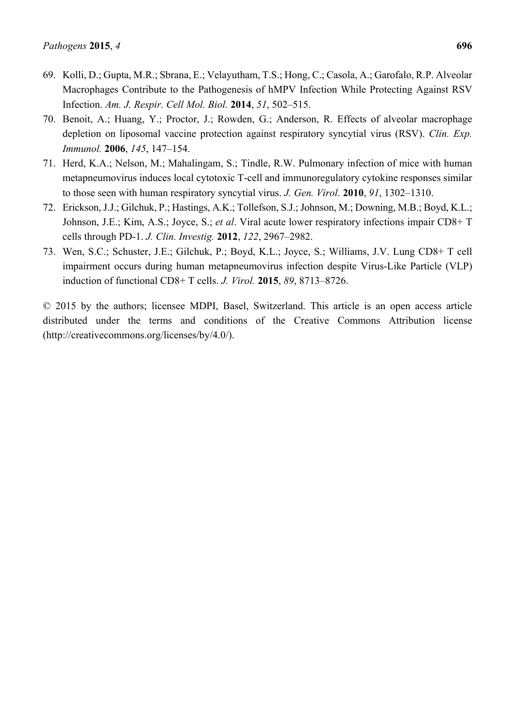69. Kolli, D.; Gupta, M.R.; Sbrana, E.; Velayutham, T.S.; Hong, C.; Casola, A.; Garofalo, R.P. Alveolar Macrophages Contribute to the Pathogenesis of hMPV Infection While Protecting Against RSV Infection. *Am. J. Respir. Cell Mol. Biol.* **2014**, *51*, 502–515.
70. Benoit, A.; Huang, Y.; Proctor, J.; Rowden, G.; Anderson, R. Effects of alveolar macrophage depletion on liposomal vaccine protection against respiratory syncytial virus (RSV). *Clin. Exp. Immunol.* **2006**, *145*, 147–154.
71. Herd, K.A.; Nelson, M.; Mahalingam, S.; Tindle, R.W. Pulmonary infection of mice with human metapneumovirus induces local cytotoxic T-cell and immunoregulatory cytokine responses similar to those seen with human respiratory syncytial virus. *J. Gen. Virol.* **2010**, *91*, 1302–1310.
72. Erickson, J.J.; Gilchuk, P.; Hastings, A.K.; Tollefson, S.J.; Johnson, M.; Downing, M.B.; Boyd, K.L.; Johnson, J.E.; Kim, A.S.; Joyce, S.; *et al*. Viral acute lower respiratory infections impair CD8+ T cells through PD-1. *J. Clin. Investig.* **2012**, *122*, 2967–2982.
73. Wen, S.C.; Schuster, J.E.; Gilchuk, P.; Boyd, K.L.; Joyce, S.; Williams, J.V. Lung CD8+ T cell impairment occurs during human metapneumovirus infection despite Virus-Like Particle (VLP) induction of functional CD8+ T cells. *J. Virol.* **2015**, *89*, 8713–8726.

© 2015 by the authors; licensee MDPI, Basel, Switzerland. This article is an open access article distributed under the terms and conditions of the Creative Commons Attribution license (http://creativecommons.org/licenses/by/4.0/).